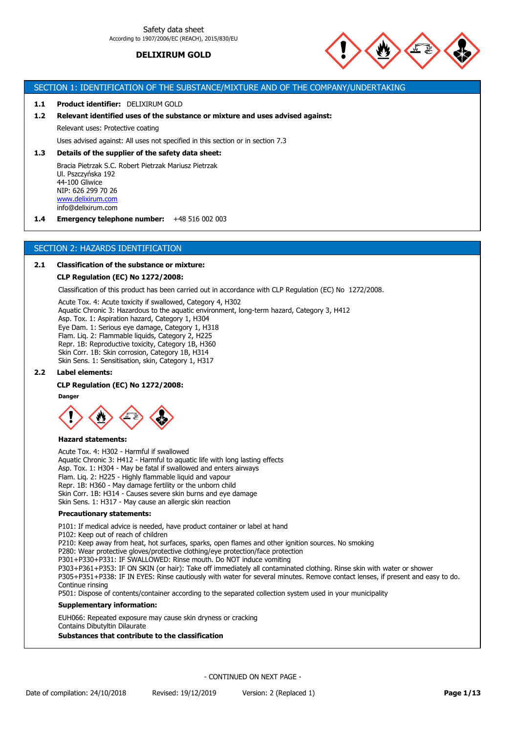Safety data sheet
According to 1907/2006/EC (REACH), 2015/830/EU

**DELIXIRUM GOLD**

## SECTION 1: IDENTIFICATION OF THE SUBSTANCE/MIXTURE AND OF THE COMPANY/UNDERTAKING

**1.1 Product identifier:** DELIXIRUM GOLD

**1.2 Relevant identified uses of the substance or mixture and uses advised against:**

Relevant uses: Protective coating

Uses advised against: All uses not specified in this section or in section 7.3

**1.3 Details of the supplier of the safety data sheet:**

Bracia Pietrzak S.C. Robert Pietrzak Mariusz Pietrzak
Ul. Pszczyńska 192
44-100 Gliwice
NIP: 626 299 70 26
www.delixirum.com
info@delixirum.com

**1.4 Emergency telephone number:** +48 516 002 003

## SECTION 2: HAZARDS IDENTIFICATION

**2.1 Classification of the substance or mixture:**

**CLP Regulation (EC) No 1272/2008:**

Classification of this product has been carried out in accordance with CLP Regulation (EC) No 1272/2008.

Acute Tox. 4: Acute toxicity if swallowed, Category 4, H302
Aquatic Chronic 3: Hazardous to the aquatic environment, long-term hazard, Category 3, H412
Asp. Tox. 1: Aspiration hazard, Category 1, H304
Eye Dam. 1: Serious eye damage, Category 1, H318
Flam. Liq. 2: Flammable liquids, Category 2, H225
Repr. 1B: Reproductive toxicity, Category 1B, H360
Skin Corr. 1B: Skin corrosion, Category 1B, H314
Skin Sens. 1: Sensitisation, skin, Category 1, H317

**2.2 Label elements:**

**CLP Regulation (EC) No 1272/2008:**

**Danger**

**Hazard statements:**

Acute Tox. 4: H302 - Harmful if swallowed
Aquatic Chronic 3: H412 - Harmful to aquatic life with long lasting effects
Asp. Tox. 1: H304 - May be fatal if swallowed and enters airways
Flam. Liq. 2: H225 - Highly flammable liquid and vapour
Repr. 1B: H360 - May damage fertility or the unborn child
Skin Corr. 1B: H314 - Causes severe skin burns and eye damage
Skin Sens. 1: H317 - May cause an allergic skin reaction

**Precautionary statements:**

P101: If medical advice is needed, have product container or label at hand
P102: Keep out of reach of children
P210: Keep away from heat, hot surfaces, sparks, open flames and other ignition sources. No smoking
P280: Wear protective gloves/protective clothing/eye protection/face protection
P301+P330+P331: IF SWALLOWED: Rinse mouth. Do NOT induce vomiting
P303+P361+P353: IF ON SKIN (or hair): Take off immediately all contaminated clothing. Rinse skin with water or shower
P305+P351+P338: IF IN EYES: Rinse cautiously with water for several minutes. Remove contact lenses, if present and easy to do. Continue rinsing
P501: Dispose of contents/container according to the separated collection system used in your municipality

**Supplementary information:**

EUH066: Repeated exposure may cause skin dryness or cracking
Contains Dibutyltin Dilaurate

**Substances that contribute to the classification**

- CONTINUED ON NEXT PAGE -

Date of compilation: 24/10/2018 Revised: 19/12/2019 Version: 2 (Replaced 1)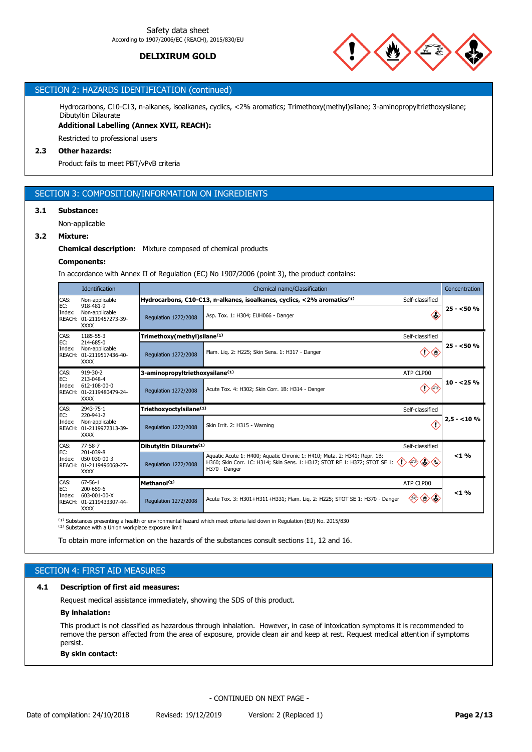## SECTION 2: HAZARDS IDENTIFICATION (continued)

Hydrocarbons, C10-C13, n-alkanes, isoalkanes, cyclics, <2% aromatics; Trimethoxy(methyl)silane; 3-aminopropyltriethoxysilane; Dibutyltin Dilaurate

**Additional Labelling (Annex XVII, REACH):**

Restricted to professional users

### 2.3 Other hazards:

Product fails to meet PBT/vPvB criteria

## SECTION 3: COMPOSITION/INFORMATION ON INGREDIENTS

### 3.1 Substance:

Non-applicable

### 3.2 Mixture:

**Chemical description:** Mixture composed of chemical products

**Components:**

In accordance with Annex II of Regulation (EC) No 1907/2006 (point 3), the product contains:

| Identification | Chemical name/Classification | | | Concentration |
|---|---|---|---|---|
| CAS: Non-applicable<br>EC: 918-481-9<br>Index: Non-applicable<br>REACH: 01-2119457273-39-XXXX | **Hydrocarbons, C10-C13, n-alkanes, isoalkanes, cyclics, <2% aromatics**[1] | | Self-classified | 25 - <50 % |
| | Regulation 1272/2008 | Asp. Tox. 1: H304; EUH066 - Danger | | |
| CAS: 1185-55-3<br>EC: 214-685-0<br>Index: Non-applicable<br>REACH: 01-2119517436-40-XXXX | **Trimethoxy(methyl)silane**[1] | | Self-classified | 25 - <50 % |
| | Regulation 1272/2008 | Flam. Liq. 2: H225; Skin Sens. 1: H317 - Danger | | |
| CAS: 919-30-2<br>EC: 213-048-4<br>Index: 612-108-00-0<br>REACH: 01-2119480479-24-XXXX | **3-aminopropyltriethoxysilane**[1] | | ATP CLP00 | 10 - <25 % |
| | Regulation 1272/2008 | Acute Tox. 4: H302; Skin Corr. 1B: H314 - Danger | | |
| CAS: 2943-75-1<br>EC: 220-941-2<br>Index: Non-applicable<br>REACH: 01-2119972313-39-XXXX | **Triethoxyoctylsilane**[1] | | Self-classified | 2,5 - <10 % |
| | Regulation 1272/2008 | Skin Irrit. 2: H315 - Warning | | |
| CAS: 77-58-7<br>EC: 201-039-8<br>Index: 050-030-00-3<br>REACH: 01-2119496068-27-XXXX | **Dibutyltin Dilaurate**[1] | | Self-classified | <1 % |
| | Regulation 1272/2008 | Aquatic Acute 1: H400; Aquatic Chronic 1: H410; Muta. 2: H341; Repr. 1B: H360; Skin Corr. 1C: H314; Skin Sens. 1: H317; STOT RE 1: H372; STOT SE 1: H370 - Danger | | |
| CAS: 67-56-1<br>EC: 200-659-6<br>Index: 603-001-00-X<br>REACH: 01-2119433307-44-XXXX | **Methanol**[2] | | ATP CLP00 | <1 % |
| | Regulation 1272/2008 | Acute Tox. 3: H301+H311+H331; Flam. Liq. 2: H225; STOT SE 1: H370 - Danger | | |

[1] Substances presenting a health or environmental hazard which meet criteria laid down in Regulation (EU) No. 2015/830
[2] Substance with a Union workplace exposure limit

To obtain more information on the hazards of the substances consult sections 11, 12 and 16.

## SECTION 4: FIRST AID MEASURES

### 4.1 Description of first aid measures:

Request medical assistance immediately, showing the SDS of this product.

**By inhalation:**

This product is not classified as hazardous through inhalation. However, in case of intoxication symptoms it is recommended to remove the person affected from the area of exposure, provide clean air and keep at rest. Request medical attention if symptoms persist.

**By skin contact:**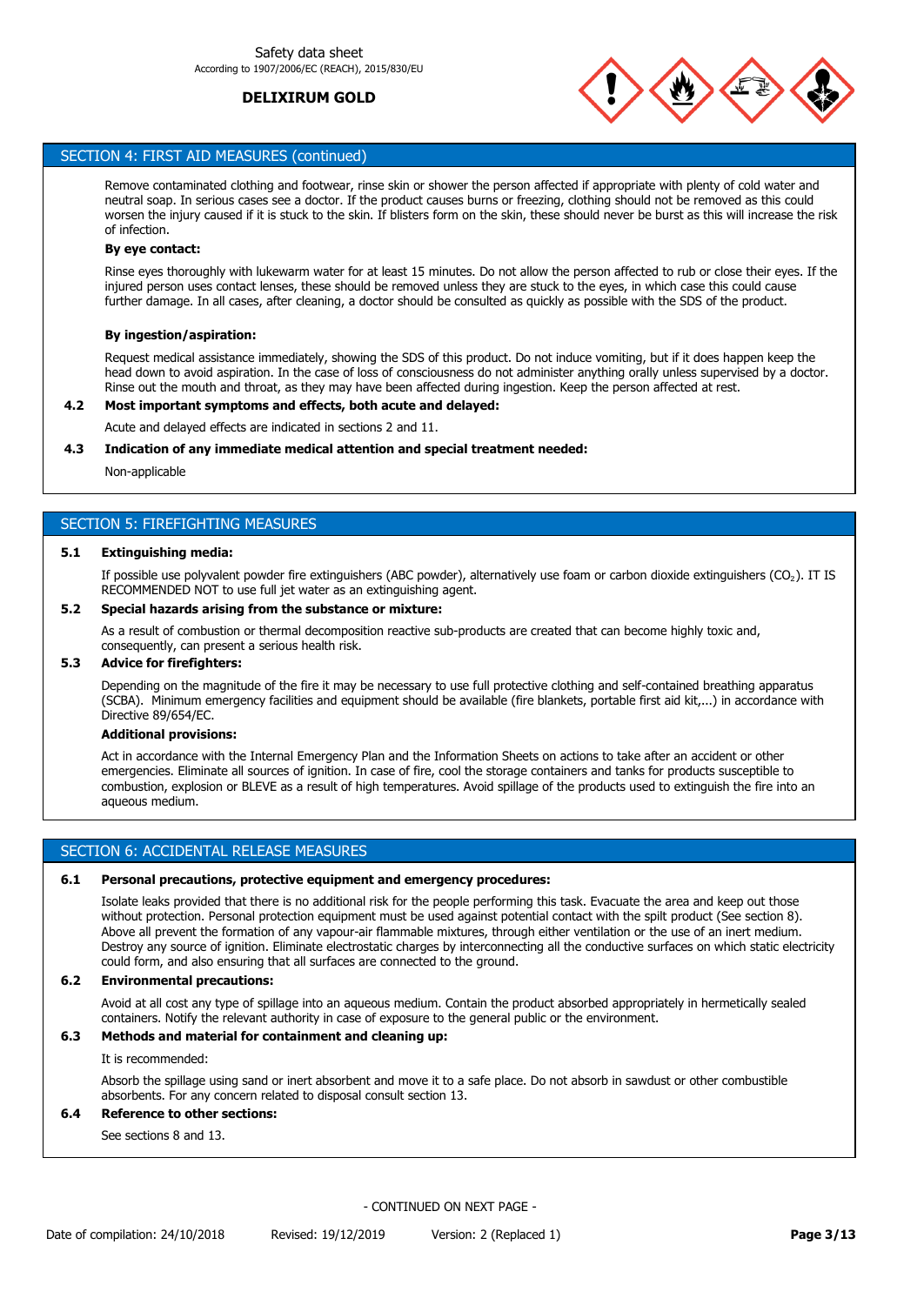## SECTION 4: FIRST AID MEASURES (continued)

Remove contaminated clothing and footwear, rinse skin or shower the person affected if appropriate with plenty of cold water and neutral soap. In serious cases see a doctor. If the product causes burns or freezing, clothing should not be removed as this could worsen the injury caused if it is stuck to the skin. If blisters form on the skin, these should never be burst as this will increase the risk of infection.

**By eye contact:**

Rinse eyes thoroughly with lukewarm water for at least 15 minutes. Do not allow the person affected to rub or close their eyes. If the injured person uses contact lenses, these should be removed unless they are stuck to the eyes, in which case this could cause further damage. In all cases, after cleaning, a doctor should be consulted as quickly as possible with the SDS of the product.

**By ingestion/aspiration:**

Request medical assistance immediately, showing the SDS of this product. Do not induce vomiting, but if it does happen keep the head down to avoid aspiration. In the case of loss of consciousness do not administer anything orally unless supervised by a doctor. Rinse out the mouth and throat, as they may have been affected during ingestion. Keep the person affected at rest.

**4.2 Most important symptoms and effects, both acute and delayed:**

Acute and delayed effects are indicated in sections 2 and 11.

**4.3 Indication of any immediate medical attention and special treatment needed:**

Non-applicable

## SECTION 5: FIREFIGHTING MEASURES

**5.1 Extinguishing media:**

If possible use polyvalent powder fire extinguishers (ABC powder), alternatively use foam or carbon dioxide extinguishers ($CO_2$). IT IS RECOMMENDED NOT to use full jet water as an extinguishing agent.

**5.2 Special hazards arising from the substance or mixture:**

As a result of combustion or thermal decomposition reactive sub-products are created that can become highly toxic and, consequently, can present a serious health risk.

**5.3 Advice for firefighters:**

Depending on the magnitude of the fire it may be necessary to use full protective clothing and self-contained breathing apparatus (SCBA). Minimum emergency facilities and equipment should be available (fire blankets, portable first aid kit,...) in accordance with Directive 89/654/EC.

**Additional provisions:**

Act in accordance with the Internal Emergency Plan and the Information Sheets on actions to take after an accident or other emergencies. Eliminate all sources of ignition. In case of fire, cool the storage containers and tanks for products susceptible to combustion, explosion or BLEVE as a result of high temperatures. Avoid spillage of the products used to extinguish the fire into an aqueous medium.

## SECTION 6: ACCIDENTAL RELEASE MEASURES

**6.1 Personal precautions, protective equipment and emergency procedures:**

Isolate leaks provided that there is no additional risk for the people performing this task. Evacuate the area and keep out those without protection. Personal protection equipment must be used against potential contact with the spilt product (See section 8). Above all prevent the formation of any vapour-air flammable mixtures, through either ventilation or the use of an inert medium. Destroy any source of ignition. Eliminate electrostatic charges by interconnecting all the conductive surfaces on which static electricity could form, and also ensuring that all surfaces are connected to the ground.

**6.2 Environmental precautions:**

Avoid at all cost any type of spillage into an aqueous medium. Contain the product absorbed appropriately in hermetically sealed containers. Notify the relevant authority in case of exposure to the general public or the environment.

**6.3 Methods and material for containment and cleaning up:**

It is recommended:

Absorb the spillage using sand or inert absorbent and move it to a safe place. Do not absorb in sawdust or other combustible absorbents. For any concern related to disposal consult section 13.

**6.4 Reference to other sections:**

See sections 8 and 13.

- CONTINUED ON NEXT PAGE -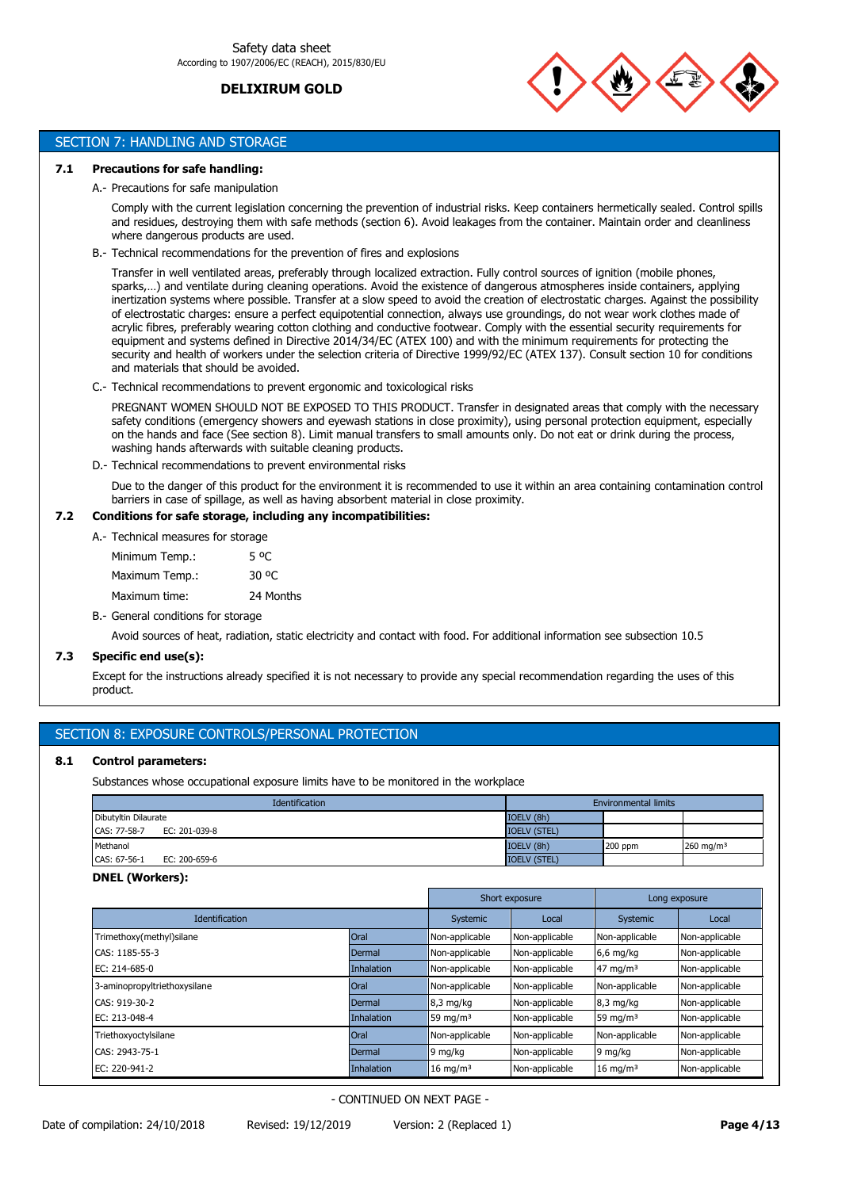## SECTION 7: HANDLING AND STORAGE

### 7.1 Precautions for safe handling:

A.- Precautions for safe manipulation

Comply with the current legislation concerning the prevention of industrial risks. Keep containers hermetically sealed. Control spills and residues, destroying them with safe methods (section 6). Avoid leakages from the container. Maintain order and cleanliness where dangerous products are used.

B.- Technical recommendations for the prevention of fires and explosions

Transfer in well ventilated areas, preferably through localized extraction. Fully control sources of ignition (mobile phones, sparks,…) and ventilate during cleaning operations. Avoid the existence of dangerous atmospheres inside containers, applying inertization systems where possible. Transfer at a slow speed to avoid the creation of electrostatic charges. Against the possibility of electrostatic charges: ensure a perfect equipotential connection, always use groundings, do not wear work clothes made of acrylic fibres, preferably wearing cotton clothing and conductive footwear. Comply with the essential security requirements for equipment and systems defined in Directive 2014/34/EC (ATEX 100) and with the minimum requirements for protecting the security and health of workers under the selection criteria of Directive 1999/92/EC (ATEX 137). Consult section 10 for conditions and materials that should be avoided.

C.- Technical recommendations to prevent ergonomic and toxicological risks

PREGNANT WOMEN SHOULD NOT BE EXPOSED TO THIS PRODUCT. Transfer in designated areas that comply with the necessary safety conditions (emergency showers and eyewash stations in close proximity), using personal protection equipment, especially on the hands and face (See section 8). Limit manual transfers to small amounts only. Do not eat or drink during the process, washing hands afterwards with suitable cleaning products.

D.- Technical recommendations to prevent environmental risks

Due to the danger of this product for the environment it is recommended to use it within an area containing contamination control barriers in case of spillage, as well as having absorbent material in close proximity.

### 7.2 Conditions for safe storage, including any incompatibilities:

A.- Technical measures for storage

| | |
|---|---|
| Minimum Temp.: | 5 ºC |
| Maximum Temp.: | 30 ºC |
| Maximum time: | 24 Months |

B.- General conditions for storage

Avoid sources of heat, radiation, static electricity and contact with food. For additional information see subsection 10.5

### 7.3 Specific end use(s):

Except for the instructions already specified it is not necessary to provide any special recommendation regarding the uses of this product.

## SECTION 8: EXPOSURE CONTROLS/PERSONAL PROTECTION

### 8.1 Control parameters:

Substances whose occupational exposure limits have to be monitored in the workplace

| Identification | Environmental limits | | |
|---|---|---|---|
| Dibutyltin Dilaurate | IOELV (8h) | | |
| CAS: 77-58-7 EC: 201-039-8 | IOELV (STEL) | | |
| Methanol | IOELV (8h) | 200 ppm | 260 mg/m³ |
| CAS: 67-56-1 EC: 200-659-6 | IOELV (STEL) | | |

**DNEL (Workers):**

| | | Short exposure | | Long exposure | |
|---|---|---|---|---|---|
| Identification | | Systemic | Local | Systemic | Local |
| Trimethoxy(methyl)silane | Oral | Non-applicable | Non-applicable | Non-applicable | Non-applicable |
| CAS: 1185-55-3 | Dermal | Non-applicable | Non-applicable | 6,6 mg/kg | Non-applicable |
| EC: 214-685-0 | Inhalation | Non-applicable | Non-applicable | 47 mg/m³ | Non-applicable |
| 3-aminopropyltriethoxysilane | Oral | Non-applicable | Non-applicable | Non-applicable | Non-applicable |
| CAS: 919-30-2 | Dermal | 8,3 mg/kg | Non-applicable | 8,3 mg/kg | Non-applicable |
| EC: 213-048-4 | Inhalation | 59 mg/m³ | Non-applicable | 59 mg/m³ | Non-applicable |
| Triethoxyoctylsilane | Oral | Non-applicable | Non-applicable | Non-applicable | Non-applicable |
| CAS: 2943-75-1 | Dermal | 9 mg/kg | Non-applicable | 9 mg/kg | Non-applicable |
| EC: 220-941-2 | Inhalation | 16 mg/m³ | Non-applicable | 16 mg/m³ | Non-applicable |

- CONTINUED ON NEXT PAGE -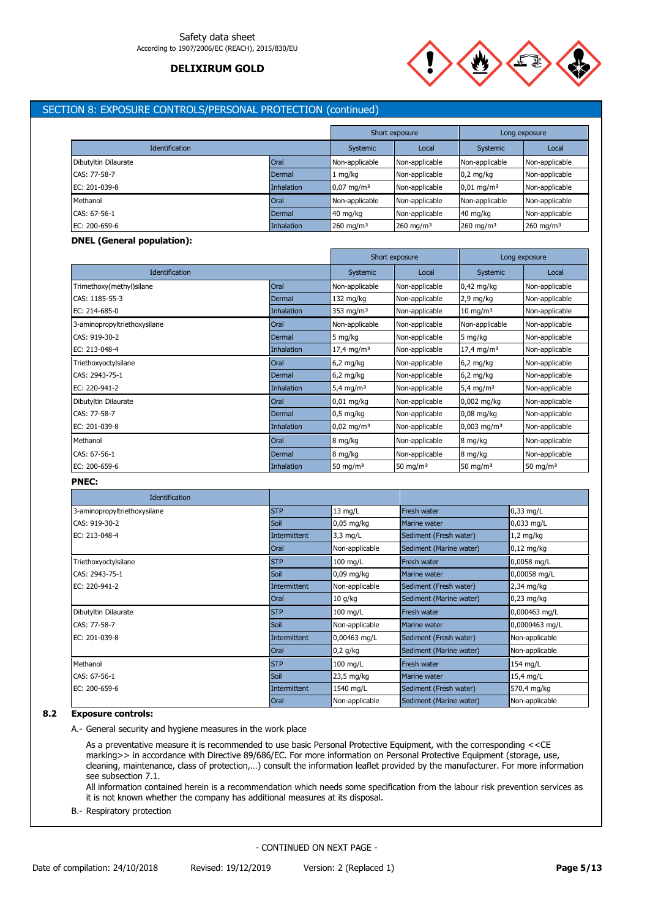## SECTION 8: EXPOSURE CONTROLS/PERSONAL PROTECTION (continued)

| Identification | | Short exposure | | Long exposure | |
|---|---|---|---|---|---|
| | | Systemic | Local | Systemic | Local |
| Dibutyltin Dilaurate | Oral | Non-applicable | Non-applicable | Non-applicable | Non-applicable |
| CAS: 77-58-7 | Dermal | 1 mg/kg | Non-applicable | 0,2 mg/kg | Non-applicable |
| EC: 201-039-8 | Inhalation | 0,07 mg/m³ | Non-applicable | 0,01 mg/m³ | Non-applicable |
| Methanol | Oral | Non-applicable | Non-applicable | Non-applicable | Non-applicable |
| CAS: 67-56-1 | Dermal | 40 mg/kg | Non-applicable | 40 mg/kg | Non-applicable |
| EC: 200-659-6 | Inhalation | 260 mg/m³ | 260 mg/m³ | 260 mg/m³ | 260 mg/m³ |

**DNEL (General population):**

| Identification | | Short exposure | | Long exposure | |
|---|---|---|---|---|---|
| | | Systemic | Local | Systemic | Local |
| Trimethoxy(methyl)silane | Oral | Non-applicable | Non-applicable | 0,42 mg/kg | Non-applicable |
| CAS: 1185-55-3 | Dermal | 132 mg/kg | Non-applicable | 2,9 mg/kg | Non-applicable |
| EC: 214-685-0 | Inhalation | 353 mg/m³ | Non-applicable | 10 mg/m³ | Non-applicable |
| 3-aminopropyltriethoxysilane | Oral | Non-applicable | Non-applicable | Non-applicable | Non-applicable |
| CAS: 919-30-2 | Dermal | 5 mg/kg | Non-applicable | 5 mg/kg | Non-applicable |
| EC: 213-048-4 | Inhalation | 17,4 mg/m³ | Non-applicable | 17,4 mg/m³ | Non-applicable |
| Triethoxyoctylsilane | Oral | 6,2 mg/kg | Non-applicable | 6,2 mg/kg | Non-applicable |
| CAS: 2943-75-1 | Dermal | 6,2 mg/kg | Non-applicable | 6,2 mg/kg | Non-applicable |
| EC: 220-941-2 | Inhalation | 5,4 mg/m³ | Non-applicable | 5,4 mg/m³ | Non-applicable |
| Dibutyltin Dilaurate | Oral | 0,01 mg/kg | Non-applicable | 0,002 mg/kg | Non-applicable |
| CAS: 77-58-7 | Dermal | 0,5 mg/kg | Non-applicable | 0,08 mg/kg | Non-applicable |
| EC: 201-039-8 | Inhalation | 0,02 mg/m³ | Non-applicable | 0,003 mg/m³ | Non-applicable |
| Methanol | Oral | 8 mg/kg | Non-applicable | 8 mg/kg | Non-applicable |
| CAS: 67-56-1 | Dermal | 8 mg/kg | Non-applicable | 8 mg/kg | Non-applicable |
| EC: 200-659-6 | Inhalation | 50 mg/m³ | 50 mg/m³ | 50 mg/m³ | 50 mg/m³ |

**PNEC:**

| Identification | | | | |
|---|---|---|---|---|
| 3-aminopropyltriethoxysilane | STP | 13 mg/L | Fresh water | 0,33 mg/L |
| CAS: 919-30-2 | Soil | 0,05 mg/kg | Marine water | 0,033 mg/L |
| EC: 213-048-4 | Intermittent | 3,3 mg/L | Sediment (Fresh water) | 1,2 mg/kg |
| | Oral | Non-applicable | Sediment (Marine water) | 0,12 mg/kg |
| Triethoxyoctylsilane | STP | 100 mg/L | Fresh water | 0,0058 mg/L |
| CAS: 2943-75-1 | Soil | 0,09 mg/kg | Marine water | 0,00058 mg/L |
| EC: 220-941-2 | Intermittent | Non-applicable | Sediment (Fresh water) | 2,34 mg/kg |
| | Oral | 10 g/kg | Sediment (Marine water) | 0,23 mg/kg |
| Dibutyltin Dilaurate | STP | 100 mg/L | Fresh water | 0,000463 mg/L |
| CAS: 77-58-7 | Soil | Non-applicable | Marine water | 0,0000463 mg/L |
| EC: 201-039-8 | Intermittent | 0,00463 mg/L | Sediment (Fresh water) | Non-applicable |
| | Oral | 0,2 g/kg | Sediment (Marine water) | Non-applicable |
| Methanol | STP | 100 mg/L | Fresh water | 154 mg/L |
| CAS: 67-56-1 | Soil | 23,5 mg/kg | Marine water | 15,4 mg/L |
| EC: 200-659-6 | Intermittent | 1540 mg/L | Sediment (Fresh water) | 570,4 mg/kg |
| | Oral | Non-applicable | Sediment (Marine water) | Non-applicable |

### 8.2 Exposure controls:

A.- General security and hygiene measures in the work place

As a preventative measure it is recommended to use basic Personal Protective Equipment, with the corresponding <<CE marking>> in accordance with Directive 89/686/EC. For more information on Personal Protective Equipment (storage, use, cleaning, maintenance, class of protection,…) consult the information leaflet provided by the manufacturer. For more information see subsection 7.1.

All information contained herein is a recommendation which needs some specification from the labour risk prevention services as it is not known whether the company has additional measures at its disposal.

B.- Respiratory protection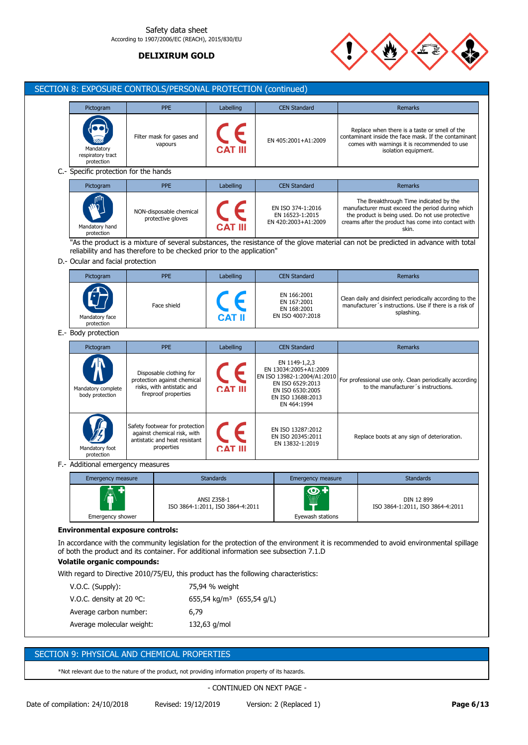## SECTION 8: EXPOSURE CONTROLS/PERSONAL PROTECTION (continued)

| Pictogram | PPE | Labelling | CEN Standard | Remarks |
|---|---|---|---|---|
| Mandatory respiratory tract protection | Filter mask for gases and vapours | CE CAT III | EN 405:2001+A1:2009 | Replace when there is a taste or smell of the contaminant inside the face mask. If the contaminant comes with warnings it is recommended to use isolation equipment. |

C.- Specific protection for the hands

| Pictogram | PPE | Labelling | CEN Standard | Remarks |
|---|---|---|---|---|
| Mandatory hand protection | NON-disposable chemical protective gloves | CE CAT III | EN ISO 374-1:2016<br>EN 16523-1:2015<br>EN 420:2003+A1:2009 | The Breakthrough Time indicated by the manufacturer must exceed the period during which the product is being used. Do not use protective creams after the product has come into contact with skin. |

"As the product is a mixture of several substances, the resistance of the glove material can not be predicted in advance with total reliability and has therefore to be checked prior to the application"

D.- Ocular and facial protection

| Pictogram | PPE | Labelling | CEN Standard | Remarks |
|---|---|---|---|---|
| Mandatory face protection | Face shield | CE CAT II | EN 166:2001<br>EN 167:2001<br>EN 168:2001<br>EN ISO 4007:2018 | Clean daily and disinfect periodically according to the manufacturer´s instructions. Use if there is a risk of splashing. |

E.- Body protection

| Pictogram | PPE | Labelling | CEN Standard | Remarks |
|---|---|---|---|---|
| Mandatory complete body protection | Disposable clothing for protection against chemical risks, with antistatic and fireproof properties | CE CAT III | EN 1149-1,2,3<br>EN 13034:2005+A1:2009<br>EN ISO 13982-1:2004/A1:2010<br>EN ISO 6529:2013<br>EN ISO 6530:2005<br>EN ISO 13688:2013<br>EN 464:1994 | For professional use only. Clean periodically according to the manufacturer´s instructions. |
| Mandatory foot protection | Safety footwear for protection against chemical risk, with antistatic and heat resistant properties | CE CAT III | EN ISO 13287:2012<br>EN ISO 20345:2011<br>EN 13832-1:2019 | Replace boots at any sign of deterioration. |

F.- Additional emergency measures

| Emergency measure | Standards | Emergency measure | Standards |
|---|---|---|---|
| Emergency shower | ANSI Z358-1<br>ISO 3864-1:2011, ISO 3864-4:2011 | Eyewash stations | DIN 12 899<br>ISO 3864-1:2011, ISO 3864-4:2011 |

**Environmental exposure controls:**

In accordance with the community legislation for the protection of the environment it is recommended to avoid environmental spillage of both the product and its container. For additional information see subsection 7.1.D

**Volatile organic compounds:**

With regard to Directive 2010/75/EU, this product has the following characteristics:

| | |
|---|---|
| V.O.C. (Supply): | 75,94 % weight |
| V.O.C. density at 20 ºC: | 655,54 kg/m³ (655,54 g/L) |
| Average carbon number: | 6,79 |
| Average molecular weight: | 132,63 g/mol |

## SECTION 9: PHYSICAL AND CHEMICAL PROPERTIES

*Not relevant due to the nature of the product, not providing information property of its hazards.

- CONTINUED ON NEXT PAGE -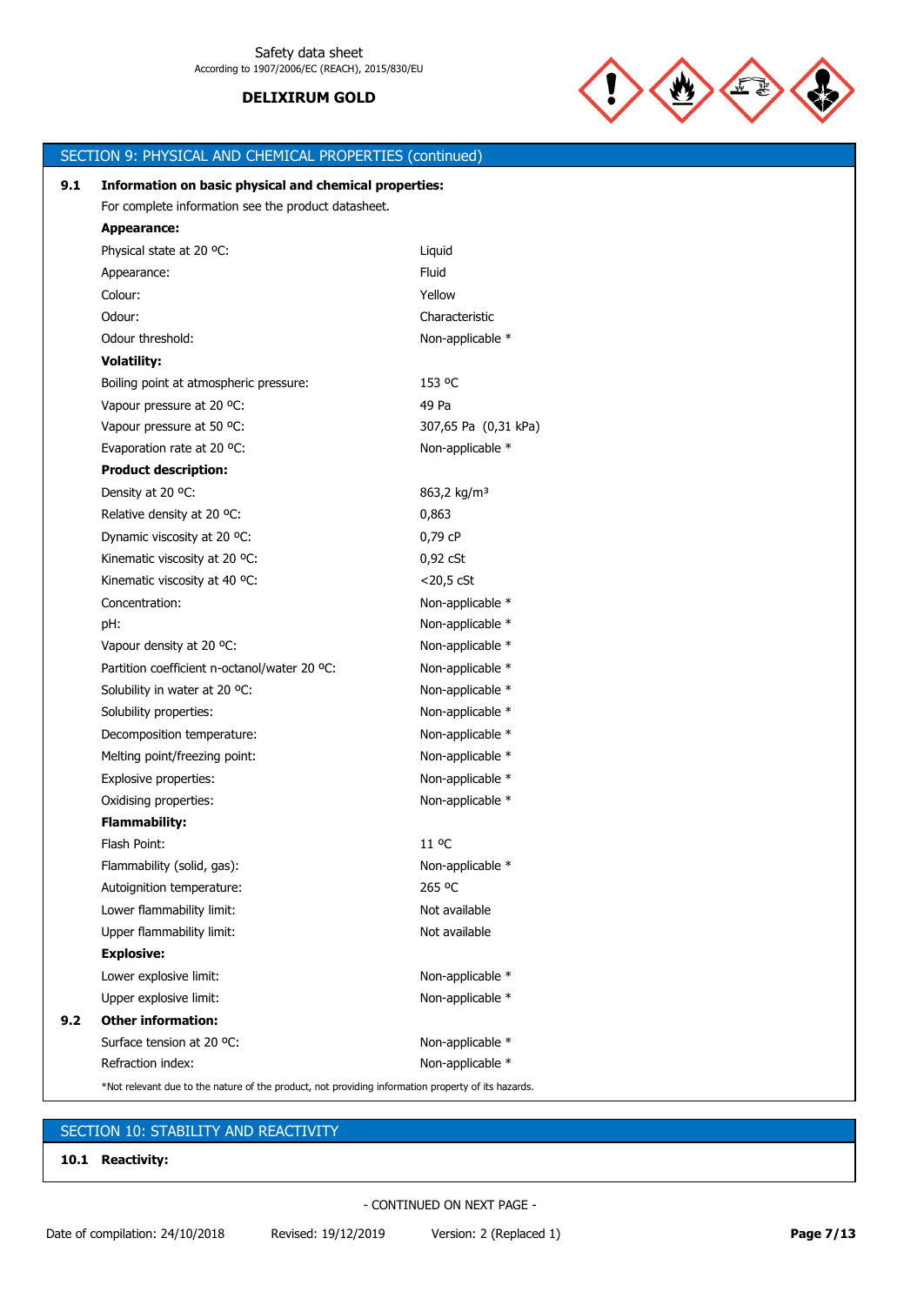## SECTION 9: PHYSICAL AND CHEMICAL PROPERTIES (continued)

**9.1 Information on basic physical and chemical properties:**

For complete information see the product datasheet.

**Appearance:**

| | |
|---|---|
| Physical state at 20 ºC: | Liquid |
| Appearance: | Fluid |
| Colour: | Yellow |
| Odour: | Characteristic |
| Odour threshold: | Non-applicable * |

**Volatility:**

| | |
|---|---|
| Boiling point at atmospheric pressure: | 153 ºC |
| Vapour pressure at 20 ºC: | 49 Pa |
| Vapour pressure at 50 ºC: | 307,65 Pa (0,31 kPa) |
| Evaporation rate at 20 ºC: | Non-applicable * |

**Product description:**

| | |
|---|---|
| Density at 20 ºC: | 863,2 kg/m³ |
| Relative density at 20 ºC: | 0,863 |
| Dynamic viscosity at 20 ºC: | 0,79 cP |
| Kinematic viscosity at 20 ºC: | 0,92 cSt |
| Kinematic viscosity at 40 ºC: | <20,5 cSt |
| Concentration: | Non-applicable * |
| pH: | Non-applicable * |
| Vapour density at 20 ºC: | Non-applicable * |
| Partition coefficient n-octanol/water 20 ºC: | Non-applicable * |
| Solubility in water at 20 ºC: | Non-applicable * |
| Solubility properties: | Non-applicable * |
| Decomposition temperature: | Non-applicable * |
| Melting point/freezing point: | Non-applicable * |
| Explosive properties: | Non-applicable * |
| Oxidising properties: | Non-applicable * |

**Flammability:**

| | |
|---|---|
| Flash Point: | 11 ºC |
| Flammability (solid, gas): | Non-applicable * |
| Autoignition temperature: | 265 ºC |
| Lower flammability limit: | Not available |
| Upper flammability limit: | Not available |

**Explosive:**

| | |
|---|---|
| Lower explosive limit: | Non-applicable * |
| Upper explosive limit: | Non-applicable * |

**9.2 Other information:**

| | |
|---|---|
| Surface tension at 20 ºC: | Non-applicable * |
| Refraction index: | Non-applicable * |

*Not relevant due to the nature of the product, not providing information property of its hazards.

## SECTION 10: STABILITY AND REACTIVITY

**10.1 Reactivity:**

- CONTINUED ON NEXT PAGE -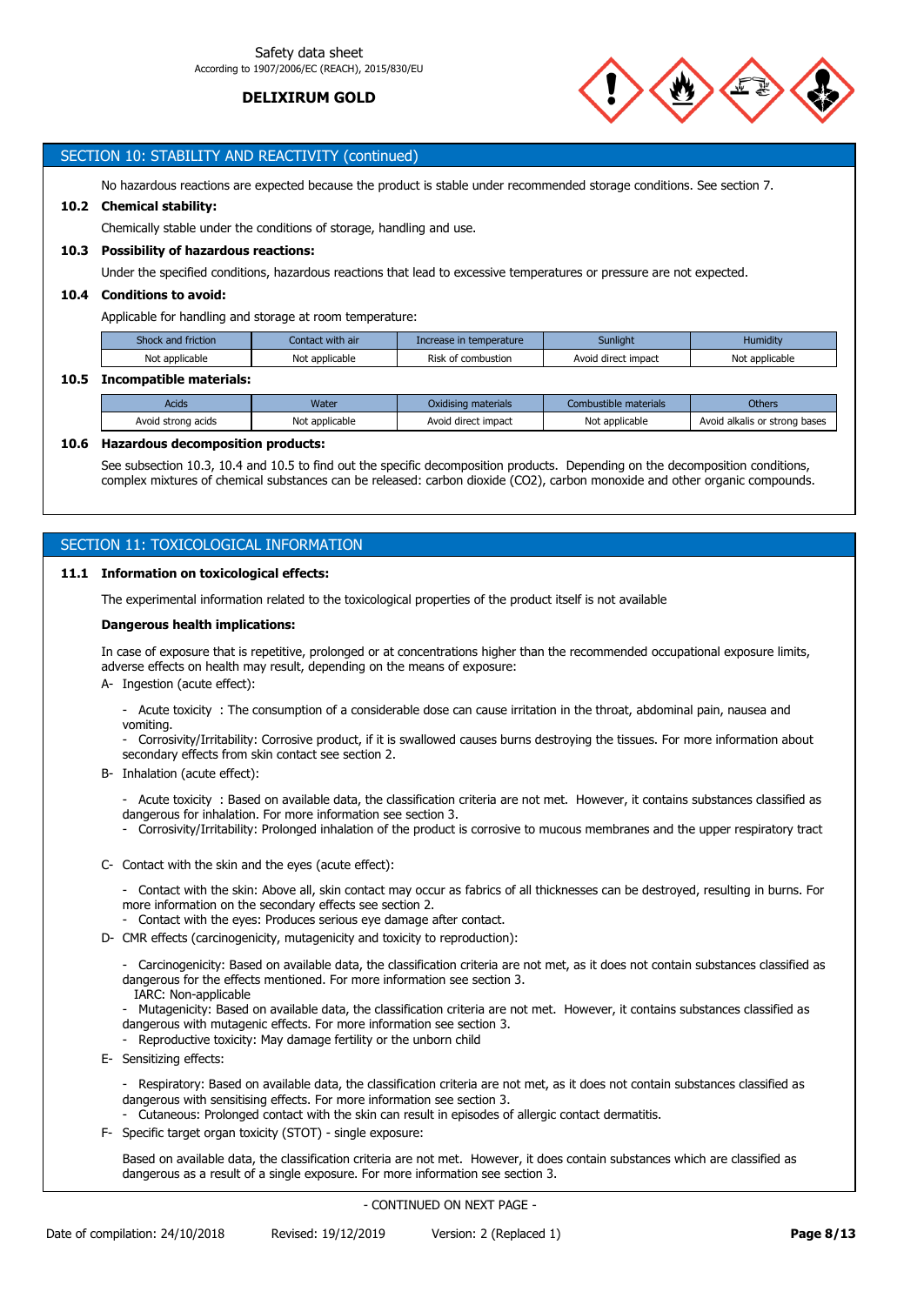## SECTION 10: STABILITY AND REACTIVITY (continued)

No hazardous reactions are expected because the product is stable under recommended storage conditions. See section 7.

**10.2 Chemical stability:**

Chemically stable under the conditions of storage, handling and use.

**10.3 Possibility of hazardous reactions:**

Under the specified conditions, hazardous reactions that lead to excessive temperatures or pressure are not expected.

**10.4 Conditions to avoid:**

Applicable for handling and storage at room temperature:

| Shock and friction | Contact with air | Increase in temperature | Sunlight | Humidity |
|---|---|---|---|---|
| Not applicable | Not applicable | Risk of combustion | Avoid direct impact | Not applicable |

**10.5 Incompatible materials:**

| Acids | Water | Oxidising materials | Combustible materials | Others |
|---|---|---|---|---|
| Avoid strong acids | Not applicable | Avoid direct impact | Not applicable | Avoid alkalis or strong bases |

**10.6 Hazardous decomposition products:**

See subsection 10.3, 10.4 and 10.5 to find out the specific decomposition products. Depending on the decomposition conditions, complex mixtures of chemical substances can be released: carbon dioxide ($CO_2$), carbon monoxide and other organic compounds.

## SECTION 11: TOXICOLOGICAL INFORMATION

**11.1 Information on toxicological effects:**

The experimental information related to the toxicological properties of the product itself is not available

**Dangerous health implications:**

In case of exposure that is repetitive, prolonged or at concentrations higher than the recommended occupational exposure limits, adverse effects on health may result, depending on the means of exposure:

A- Ingestion (acute effect):

- Acute toxicity : The consumption of a considerable dose can cause irritation in the throat, abdominal pain, nausea and vomiting.
- Corrosivity/Irritability: Corrosive product, if it is swallowed causes burns destroying the tissues. For more information about secondary effects from skin contact see section 2.

B- Inhalation (acute effect):

- Acute toxicity : Based on available data, the classification criteria are not met. However, it contains substances classified as dangerous for inhalation. For more information see section 3.
- Corrosivity/Irritability: Prolonged inhalation of the product is corrosive to mucous membranes and the upper respiratory tract

C- Contact with the skin and the eyes (acute effect):

- Contact with the skin: Above all, skin contact may occur as fabrics of all thicknesses can be destroyed, resulting in burns. For more information on the secondary effects see section 2.
- Contact with the eyes: Produces serious eye damage after contact.

D- CMR effects (carcinogenicity, mutagenicity and toxicity to reproduction):

- Carcinogenicity: Based on available data, the classification criteria are not met, as it does not contain substances classified as dangerous for the effects mentioned. For more information see section 3.
  IARC: Non-applicable
- Mutagenicity: Based on available data, the classification criteria are not met. However, it contains substances classified as dangerous with mutagenic effects. For more information see section 3.
- Reproductive toxicity: May damage fertility or the unborn child

E- Sensitizing effects:

- Respiratory: Based on available data, the classification criteria are not met, as it does not contain substances classified as dangerous with sensitising effects. For more information see section 3.
- Cutaneous: Prolonged contact with the skin can result in episodes of allergic contact dermatitis.

F- Specific target organ toxicity (STOT) - single exposure:

Based on available data, the classification criteria are not met. However, it does contain substances which are classified as dangerous as a result of a single exposure. For more information see section 3.

- CONTINUED ON NEXT PAGE -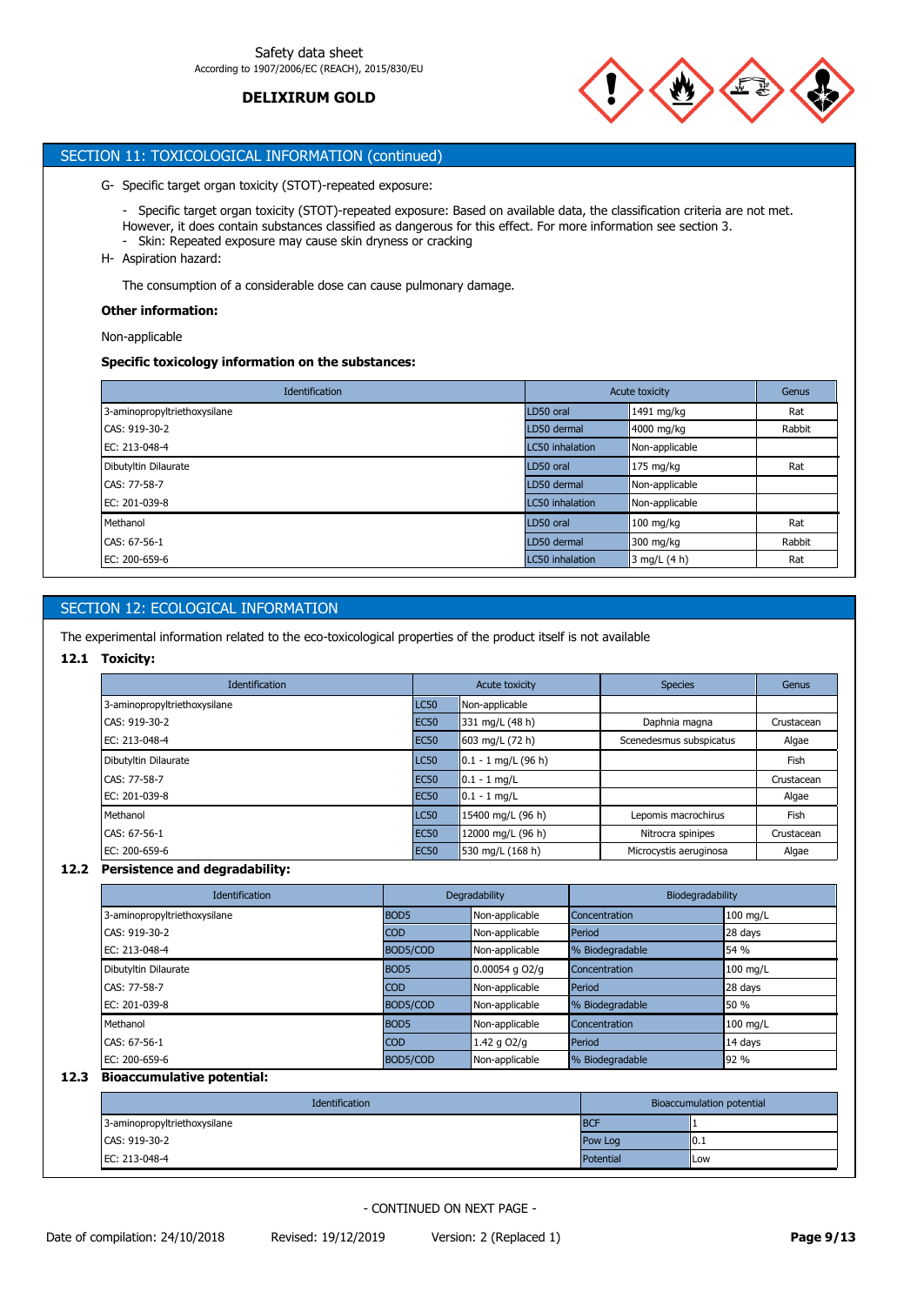## SECTION 11: TOXICOLOGICAL INFORMATION (continued)

G- Specific target organ toxicity (STOT)-repeated exposure:

- Specific target organ toxicity (STOT)-repeated exposure: Based on available data, the classification criteria are not met. However, it does contain substances classified as dangerous for this effect. For more information see section 3.
- Skin: Repeated exposure may cause skin dryness or cracking

H- Aspiration hazard:

The consumption of a considerable dose can cause pulmonary damage.

**Other information:**

Non-applicable

**Specific toxicology information on the substances:**

| Identification | Acute toxicity | | Genus |
|---|---|---|---|
| 3-aminopropyltriethoxysilane | LD50 oral | 1491 mg/kg | Rat |
| CAS: 919-30-2 | LD50 dermal | 4000 mg/kg | Rabbit |
| EC: 213-048-4 | LC50 inhalation | Non-applicable | |
| Dibutyltin Dilaurate | LD50 oral | 175 mg/kg | Rat |
| CAS: 77-58-7 | LD50 dermal | Non-applicable | |
| EC: 201-039-8 | LC50 inhalation | Non-applicable | |
| Methanol | LD50 oral | 100 mg/kg | Rat |
| CAS: 67-56-1 | LD50 dermal | 300 mg/kg | Rabbit |
| EC: 200-659-6 | LC50 inhalation | 3 mg/L (4 h) | Rat |

## SECTION 12: ECOLOGICAL INFORMATION

The experimental information related to the eco-toxicological properties of the product itself is not available

### 12.1 Toxicity:

| Identification | Acute toxicity | | Species | Genus |
|---|---|---|---|---|
| 3-aminopropyltriethoxysilane | LC50 | Non-applicable | | |
| CAS: 919-30-2 | EC50 | 331 mg/L (48 h) | Daphnia magna | Crustacean |
| EC: 213-048-4 | EC50 | 603 mg/L (72 h) | Scenedesmus subspicatus | Algae |
| Dibutyltin Dilaurate | LC50 | 0.1 - 1 mg/L (96 h) | | Fish |
| CAS: 77-58-7 | EC50 | 0.1 - 1 mg/L | | Crustacean |
| EC: 201-039-8 | EC50 | 0.1 - 1 mg/L | | Algae |
| Methanol | LC50 | 15400 mg/L (96 h) | Lepomis macrochirus | Fish |
| CAS: 67-56-1 | EC50 | 12000 mg/L (96 h) | Nitrocra spinipes | Crustacean |
| EC: 200-659-6 | EC50 | 530 mg/L (168 h) | Microcystis aeruginosa | Algae |

### 12.2 Persistence and degradability:

| Identification | Degradability | | Biodegradability | |
|---|---|---|---|---|
| 3-aminopropyltriethoxysilane | BOD5 | Non-applicable | Concentration | 100 mg/L |
| CAS: 919-30-2 | COD | Non-applicable | Period | 28 days |
| EC: 213-048-4 | BOD5/COD | Non-applicable | % Biodegradable | 54 % |
| Dibutyltin Dilaurate | BOD5 | 0.00054 g O2/g | Concentration | 100 mg/L |
| CAS: 77-58-7 | COD | Non-applicable | Period | 28 days |
| EC: 201-039-8 | BOD5/COD | Non-applicable | % Biodegradable | 50 % |
| Methanol | BOD5 | Non-applicable | Concentration | 100 mg/L |
| CAS: 67-56-1 | COD | 1.42 g O2/g | Period | 14 days |
| EC: 200-659-6 | BOD5/COD | Non-applicable | % Biodegradable | 92 % |

### 12.3 Bioaccumulative potential:

| Identification | Bioaccumulation potential | |
|---|---|---|
| 3-aminopropyltriethoxysilane | BCF | 1 |
| CAS: 919-30-2 | Pow Log | 0.1 |
| EC: 213-048-4 | Potential | Low |

- CONTINUED ON NEXT PAGE -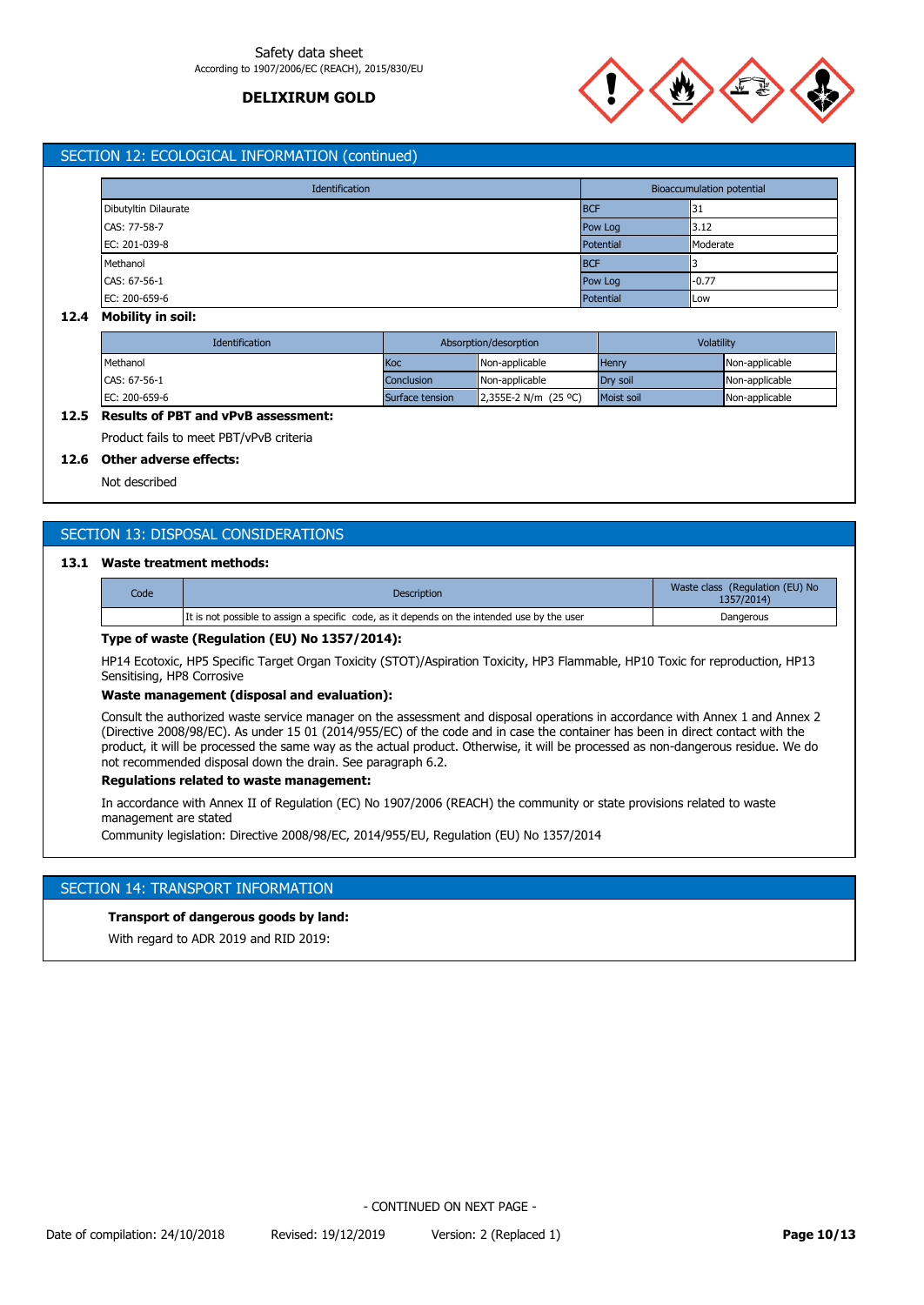## SECTION 12: ECOLOGICAL INFORMATION (continued)

| Identification | Bioaccumulation potential | |
|---|---|---|
| Dibutyltin Dilaurate | BCF | 31 |
| CAS: 77-58-7 | Pow Log | 3.12 |
| EC: 201-039-8 | Potential | Moderate |
| Methanol | BCF | 3 |
| CAS: 67-56-1 | Pow Log | -0.77 |
| EC: 200-659-6 | Potential | Low |

### 12.4 Mobility in soil:

| Identification | Absorption/desorption | | Volatility | |
|---|---|---|---|---|
| Methanol | Koc | Non-applicable | Henry | Non-applicable |
| CAS: 67-56-1 | Conclusion | Non-applicable | Dry soil | Non-applicable |
| EC: 200-659-6 | Surface tension | 2,355E-2 N/m (25 ºC) | Moist soil | Non-applicable |

### 12.5 Results of PBT and vPvB assessment:

Product fails to meet PBT/vPvB criteria

### 12.6 Other adverse effects:

Not described

## SECTION 13: DISPOSAL CONSIDERATIONS

### 13.1 Waste treatment methods:

| Code | Description | Waste class (Regulation (EU) No 1357/2014) |
|---|---|---|
| | It is not possible to assign a specific code, as it depends on the intended use by the user | Dangerous |

**Type of waste (Regulation (EU) No 1357/2014):**

HP14 Ecotoxic, HP5 Specific Target Organ Toxicity (STOT)/Aspiration Toxicity, HP3 Flammable, HP10 Toxic for reproduction, HP13 Sensitising, HP8 Corrosive

**Waste management (disposal and evaluation):**

Consult the authorized waste service manager on the assessment and disposal operations in accordance with Annex 1 and Annex 2 (Directive 2008/98/EC). As under 15 01 (2014/955/EC) of the code and in case the container has been in direct contact with the product, it will be processed the same way as the actual product. Otherwise, it will be processed as non-dangerous residue. We do not recommended disposal down the drain. See paragraph 6.2.

**Regulations related to waste management:**

In accordance with Annex II of Regulation (EC) No 1907/2006 (REACH) the community or state provisions related to waste management are stated

Community legislation: Directive 2008/98/EC, 2014/955/EU, Regulation (EU) No 1357/2014

## SECTION 14: TRANSPORT INFORMATION

**Transport of dangerous goods by land:**

With regard to ADR 2019 and RID 2019:

- CONTINUED ON NEXT PAGE -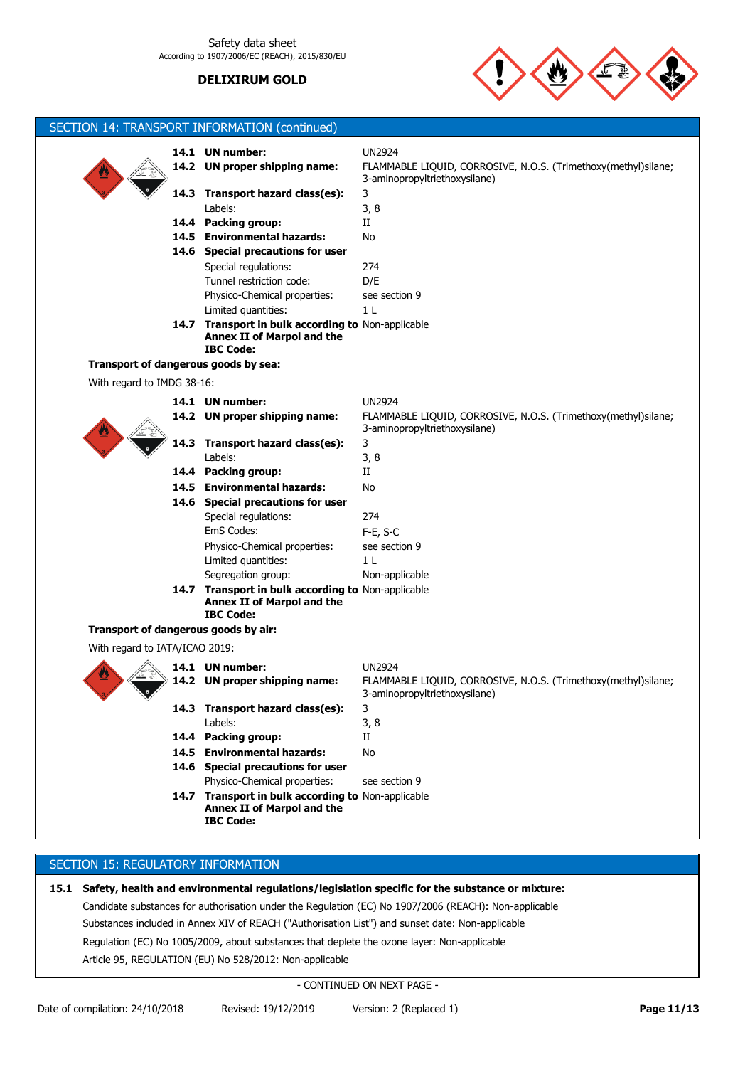## SECTION 14: TRANSPORT INFORMATION (continued)

| | |
|---|---|
| **14.1 UN number:** | UN2924 |
| **14.2 UN proper shipping name:** | FLAMMABLE LIQUID, CORROSIVE, N.O.S. (Trimethoxy(methyl)silane; 3-aminopropyltriethoxysilane) |
| **14.3 Transport hazard class(es):** | 3 |
| Labels: | 3, 8 |
| **14.4 Packing group:** | II |
| **14.5 Environmental hazards:** | No |
| **14.6 Special precautions for user** | |
| Special regulations: | 274 |
| Tunnel restriction code: | D/E |
| Physico-Chemical properties: | see section 9 |
| Limited quantities: | 1 L |
| **14.7 Transport in bulk according to Annex II of Marpol and the IBC Code:** | Non-applicable |

**Transport of dangerous goods by sea:**

With regard to IMDG 38-16:

| | |
|---|---|
| **14.1 UN number:** | UN2924 |
| **14.2 UN proper shipping name:** | FLAMMABLE LIQUID, CORROSIVE, N.O.S. (Trimethoxy(methyl)silane; 3-aminopropyltriethoxysilane) |
| **14.3 Transport hazard class(es):** | 3 |
| Labels: | 3, 8 |
| **14.4 Packing group:** | II |
| **14.5 Environmental hazards:** | No |
| **14.6 Special precautions for user** | |
| Special regulations: | 274 |
| EmS Codes: | F-E, S-C |
| Physico-Chemical properties: | see section 9 |
| Limited quantities: | 1 L |
| Segregation group: | Non-applicable |
| **14.7 Transport in bulk according to Annex II of Marpol and the IBC Code:** | Non-applicable |

**Transport of dangerous goods by air:**

With regard to IATA/ICAO 2019:

| | |
|---|---|
| **14.1 UN number:** | UN2924 |
| **14.2 UN proper shipping name:** | FLAMMABLE LIQUID, CORROSIVE, N.O.S. (Trimethoxy(methyl)silane; 3-aminopropyltriethoxysilane) |
| **14.3 Transport hazard class(es):** | 3 |
| Labels: | 3, 8 |
| **14.4 Packing group:** | II |
| **14.5 Environmental hazards:** | No |
| **14.6 Special precautions for user** | |
| Physico-Chemical properties: | see section 9 |
| **14.7 Transport in bulk according to Annex II of Marpol and the IBC Code:** | Non-applicable |

## SECTION 15: REGULATORY INFORMATION

**15.1 Safety, health and environmental regulations/legislation specific for the substance or mixture:**

Candidate substances for authorisation under the Regulation (EC) No 1907/2006 (REACH): Non-applicable

Substances included in Annex XIV of REACH ("Authorisation List") and sunset date: Non-applicable

Regulation (EC) No 1005/2009, about substances that deplete the ozone layer: Non-applicable

Article 95, REGULATION (EU) No 528/2012: Non-applicable

- CONTINUED ON NEXT PAGE -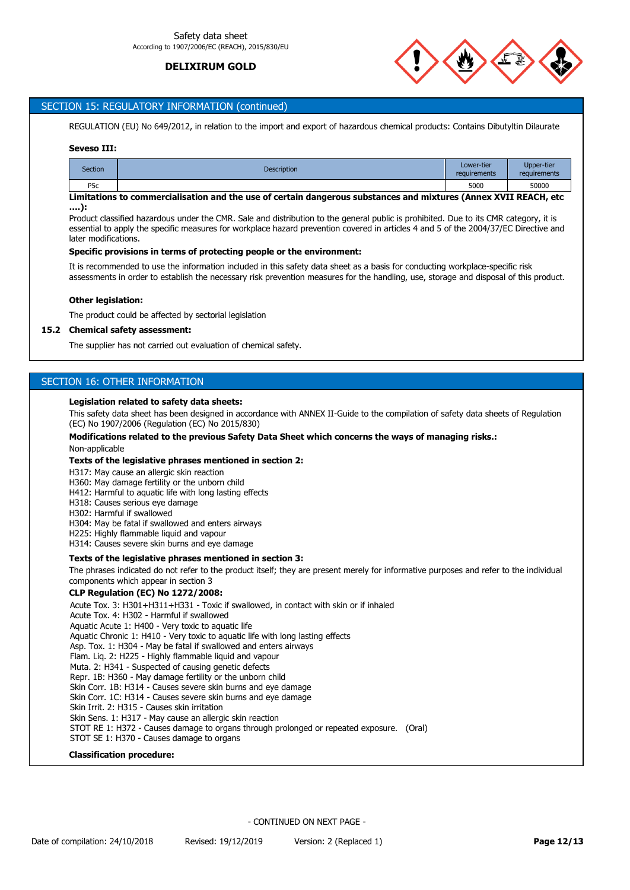## SECTION 15: REGULATORY INFORMATION (continued)

REGULATION (EU) No 649/2012, in relation to the import and export of hazardous chemical products: Contains Dibutyltin Dilaurate

**Seveso III:**

| Section | Description | Lower-tier requirements | Upper-tier requirements |
|---|---|---|---|
| P5c | | 5000 | 50000 |

**Limitations to commercialisation and the use of certain dangerous substances and mixtures (Annex XVII REACH, etc ….):**

Product classified hazardous under the CMR. Sale and distribution to the general public is prohibited. Due to its CMR category, it is essential to apply the specific measures for workplace hazard prevention covered in articles 4 and 5 of the 2004/37/EC Directive and later modifications.

**Specific provisions in terms of protecting people or the environment:**

It is recommended to use the information included in this safety data sheet as a basis for conducting workplace-specific risk assessments in order to establish the necessary risk prevention measures for the handling, use, storage and disposal of this product.

**Other legislation:**

The product could be affected by sectorial legislation

**15.2 Chemical safety assessment:**

The supplier has not carried out evaluation of chemical safety.

## SECTION 16: OTHER INFORMATION

**Legislation related to safety data sheets:**

This safety data sheet has been designed in accordance with ANNEX II-Guide to the compilation of safety data sheets of Regulation (EC) No 1907/2006 (Regulation (EC) No 2015/830)

**Modifications related to the previous Safety Data Sheet which concerns the ways of managing risks.:**

Non-applicable

**Texts of the legislative phrases mentioned in section 2:**

H317: May cause an allergic skin reaction
H360: May damage fertility or the unborn child
H412: Harmful to aquatic life with long lasting effects
H318: Causes serious eye damage
H302: Harmful if swallowed
H304: May be fatal if swallowed and enters airways
H225: Highly flammable liquid and vapour
H314: Causes severe skin burns and eye damage

**Texts of the legislative phrases mentioned in section 3:**

The phrases indicated do not refer to the product itself; they are present merely for informative purposes and refer to the individual components which appear in section 3

**CLP Regulation (EC) No 1272/2008:**

Acute Tox. 3: H301+H311+H331 - Toxic if swallowed, in contact with skin or if inhaled
Acute Tox. 4: H302 - Harmful if swallowed
Aquatic Acute 1: H400 - Very toxic to aquatic life
Aquatic Chronic 1: H410 - Very toxic to aquatic life with long lasting effects
Asp. Tox. 1: H304 - May be fatal if swallowed and enters airways
Flam. Liq. 2: H225 - Highly flammable liquid and vapour
Muta. 2: H341 - Suspected of causing genetic defects
Repr. 1B: H360 - May damage fertility or the unborn child
Skin Corr. 1B: H314 - Causes severe skin burns and eye damage
Skin Corr. 1C: H314 - Causes severe skin burns and eye damage
Skin Irrit. 2: H315 - Causes skin irritation
Skin Sens. 1: H317 - May cause an allergic skin reaction
STOT RE 1: H372 - Causes damage to organs through prolonged or repeated exposure. (Oral)
STOT SE 1: H370 - Causes damage to organs

**Classification procedure:**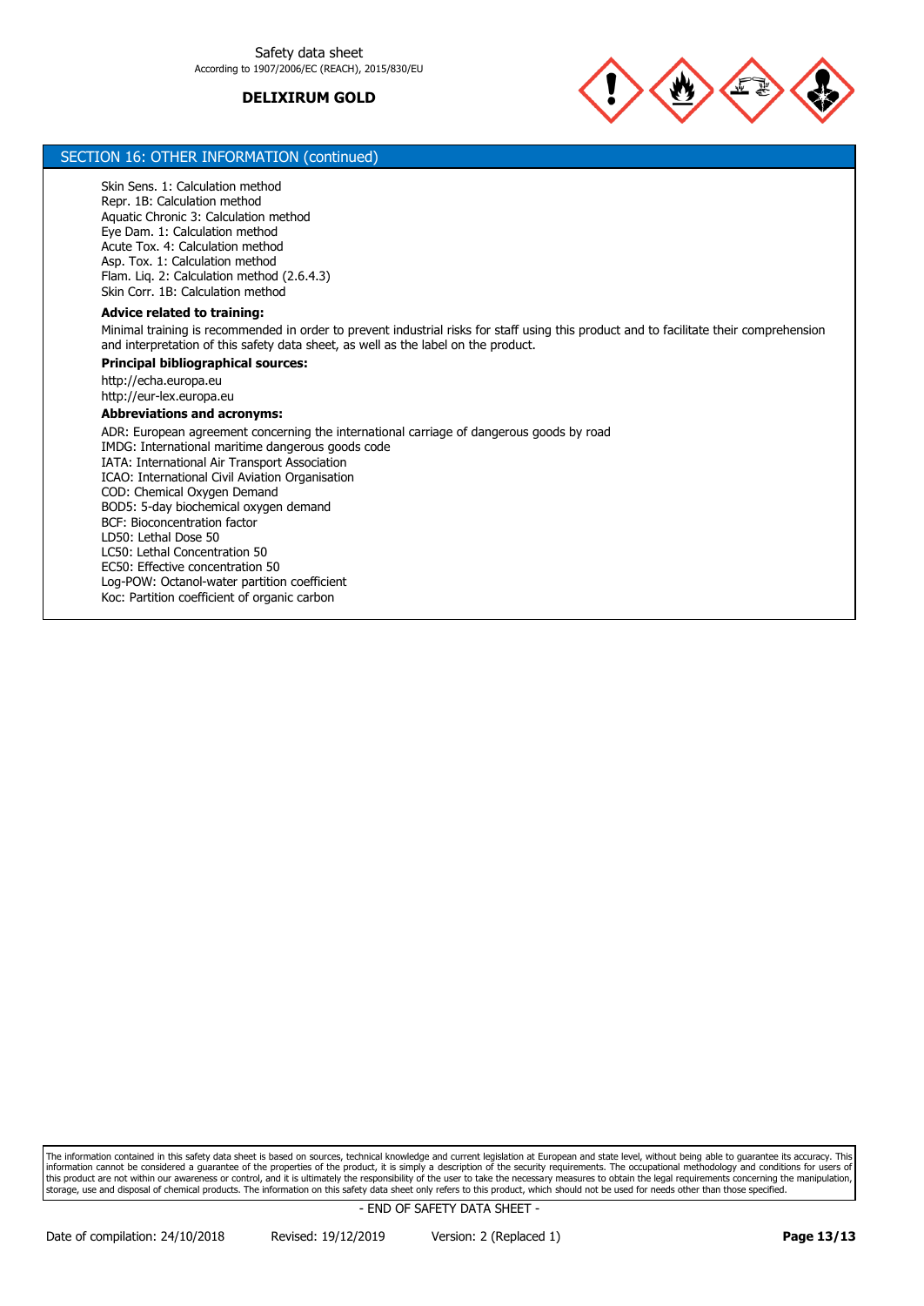## SECTION 16: OTHER INFORMATION (continued)

Skin Sens. 1: Calculation method
Repr. 1B: Calculation method
Aquatic Chronic 3: Calculation method
Eye Dam. 1: Calculation method
Acute Tox. 4: Calculation method
Asp. Tox. 1: Calculation method
Flam. Liq. 2: Calculation method (2.6.4.3)
Skin Corr. 1B: Calculation method

**Advice related to training:**

Minimal training is recommended in order to prevent industrial risks for staff using this product and to facilitate their comprehension and interpretation of this safety data sheet, as well as the label on the product.

**Principal bibliographical sources:**

http://echa.europa.eu
http://eur-lex.europa.eu

**Abbreviations and acronyms:**

ADR: European agreement concerning the international carriage of dangerous goods by road
IMDG: International maritime dangerous goods code
IATA: International Air Transport Association
ICAO: International Civil Aviation Organisation
COD: Chemical Oxygen Demand
BOD5: 5-day biochemical oxygen demand
BCF: Bioconcentration factor
LD50: Lethal Dose 50
LC50: Lethal Concentration 50
EC50: Effective concentration 50
Log-POW: Octanol-water partition coefficient
Koc: Partition coefficient of organic carbon

The information contained in this safety data sheet is based on sources, technical knowledge and current legislation at European and state level, without being able to guarantee its accuracy. This information cannot be considered a guarantee of the properties of the product, it is simply a description of the security requirements. The occupational methodology and conditions for users of this product are not within our awareness or control, and it is ultimately the responsibility of the user to take the necessary measures to obtain the legal requirements concerning the manipulation, storage, use and disposal of chemical products. The information on this safety data sheet only refers to this product, which should not be used for needs other than those specified.

- END OF SAFETY DATA SHEET -